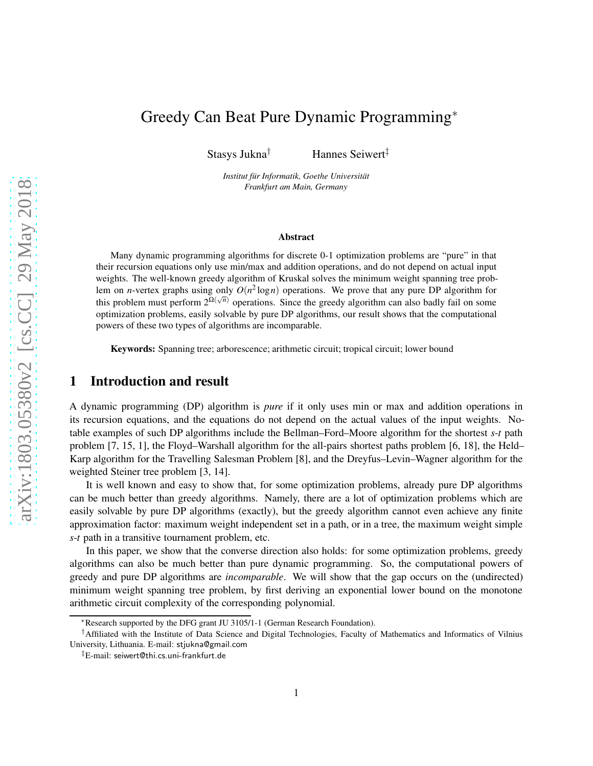# Greedy Can Beat Pure Dynamic Programming*

Stasys Jukna[†] Hannes Seiwert[‡]

*Institut für Informatik, Goethe Universität*
*Frankfurt am Main, Germany*

### Abstract

Many dynamic programming algorithms for discrete 0-1 optimization problems are "pure" in that their recursion equations only use min/max and addition operations, and do not depend on actual input weights. The well-known greedy algorithm of Kruskal solves the minimum weight spanning tree problem on $n$-vertex graphs using only $O(n^2 \log n)$ operations. We prove that any pure DP algorithm for this problem must perform $2^{\Omega(\sqrt{n})}$ operations. Since the greedy algorithm can also badly fail on some optimization problems, easily solvable by pure DP algorithms, our result shows that the computational powers of these two types of algorithms are incomparable.

**Keywords:** Spanning tree; arborescence; arithmetic circuit; tropical circuit; lower bound

## 1 Introduction and result

A dynamic programming (DP) algorithm is *pure* if it only uses min or max and addition operations in its recursion equations, and the equations do not depend on the actual values of the input weights. Notable examples of such DP algorithms include the Bellman–Ford–Moore algorithm for the shortest *s*-*t* path problem [7, 15, 1], the Floyd–Warshall algorithm for the all-pairs shortest paths problem [6, 18], the Held–Karp algorithm for the Travelling Salesman Problem [8], and the Dreyfus–Levin–Wagner algorithm for the weighted Steiner tree problem [3, 14].

It is well known and easy to show that, for some optimization problems, already pure DP algorithms can be much better than greedy algorithms. Namely, there are a lot of optimization problems which are easily solvable by pure DP algorithms (exactly), but the greedy algorithm cannot even achieve any finite approximation factor: maximum weight independent set in a path, or in a tree, the maximum weight simple *s*-*t* path in a transitive tournament problem, etc.

In this paper, we show that the converse direction also holds: for some optimization problems, greedy algorithms can also be much better than pure dynamic programming. So, the computational powers of greedy and pure DP algorithms are *incomparable*. We will show that the gap occurs on the (undirected) minimum weight spanning tree problem, by first deriving an exponential lower bound on the monotone arithmetic circuit complexity of the corresponding polynomial.

---

*Research supported by the DFG grant JU 3105/1-1 (German Research Foundation).

[†]Affiliated with the Institute of Data Science and Digital Technologies, Faculty of Mathematics and Informatics of Vilnius University, Lithuania. E-mail: stjukna@gmail.com

[‡]E-mail: seiwert@thi.cs.uni-frankfurt.de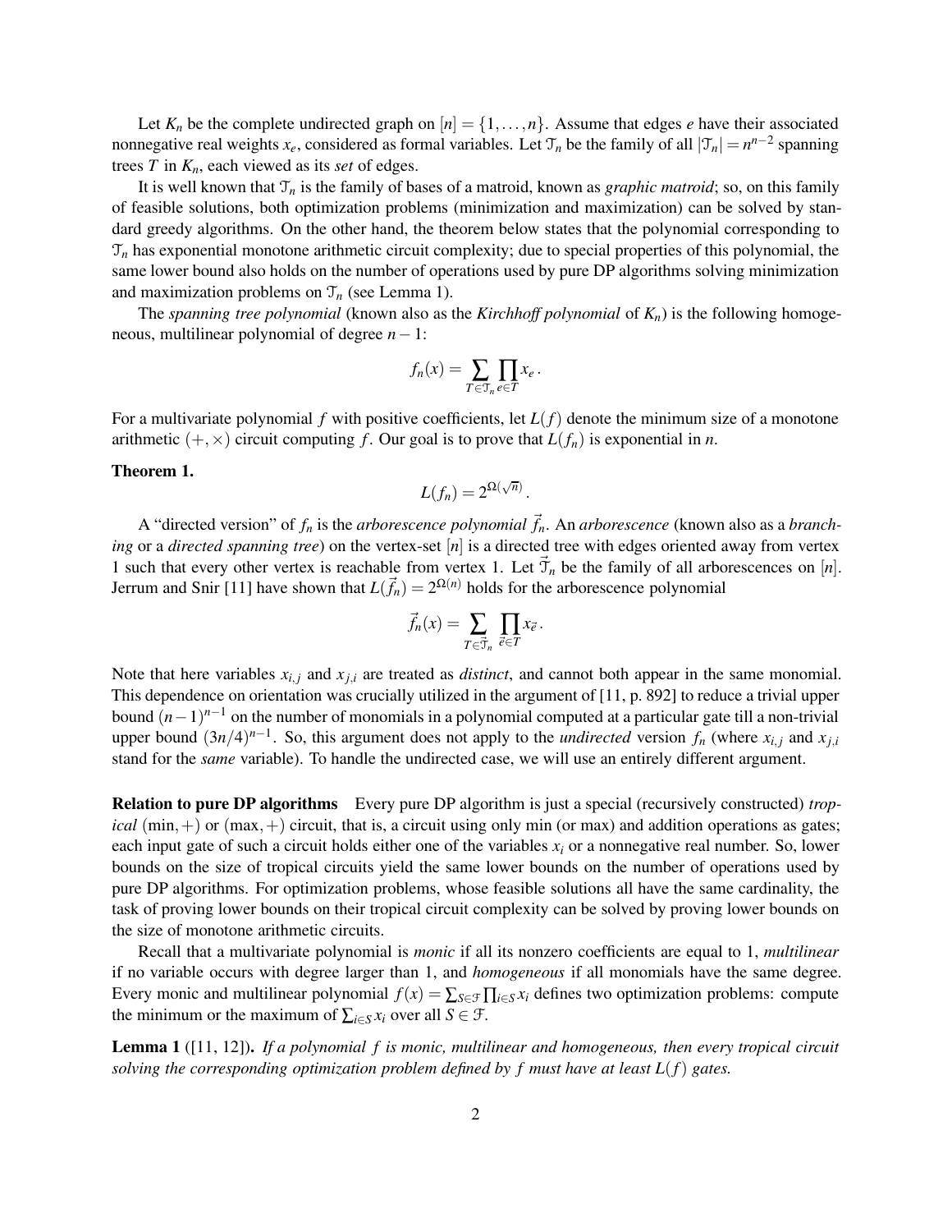Let $K_n$ be the complete undirected graph on $[n] = \{1,\ldots,n\}$. Assume that edges $e$ have their associated nonnegative real weights $x_e$, considered as formal variables. Let $\mathcal{T}_n$ be the family of all $|\mathcal{T}_n| = n^{n-2}$ spanning trees $T$ in $K_n$, each viewed as its *set* of edges.

It is well known that $\mathcal{T}_n$ is the family of bases of a matroid, known as *graphic matroid*; so, on this family of feasible solutions, both optimization problems (minimization and maximization) can be solved by standard greedy algorithms. On the other hand, the theorem below states that the polynomial corresponding to $\mathcal{T}_n$ has exponential monotone arithmetic circuit complexity; due to special properties of this polynomial, the same lower bound also holds on the number of operations used by pure DP algorithms solving minimization and maximization problems on $\mathcal{T}_n$ (see Lemma 1).

The *spanning tree polynomial* (known also as the *Kirchhoff polynomial* of $K_n$) is the following homogeneous, multilinear polynomial of degree $n-1$:

$$f_n(x) = \sum_{T\in\mathcal{T}_n}\prod_{e\in T} x_e\,.$$

For a multivariate polynomial $f$ with positive coefficients, let $L(f)$ denote the minimum size of a monotone arithmetic $(+,\times)$ circuit computing $f$. Our goal is to prove that $L(f_n)$ is exponential in $n$.

**Theorem 1.**

$$L(f_n) = 2^{\Omega(\sqrt{n})}\,.$$

A "directed version" of $f_n$ is the *arborescence polynomial* $\vec{f}_n$. An *arborescence* (known also as a *branching* or a *directed spanning tree*) on the vertex-set $[n]$ is a directed tree with edges oriented away from vertex 1 such that every other vertex is reachable from vertex 1. Let $\vec{\mathcal{T}}_n$ be the family of all arborescences on $[n]$. Jerrum and Snir [11] have shown that $L(\vec{f}_n) = 2^{\Omega(n)}$ holds for the arborescence polynomial

$$\vec{f}_n(x) = \sum_{T\in\vec{\mathcal{T}}_n}\prod_{\vec{e}\in T} x_{\vec{e}}\,.$$

Note that here variables $x_{i,j}$ and $x_{j,i}$ are treated as *distinct*, and cannot both appear in the same monomial. This dependence on orientation was crucially utilized in the argument of [11, p. 892] to reduce a trivial upper bound $(n-1)^{n-1}$ on the number of monomials in a polynomial computed at a particular gate till a non-trivial upper bound $(3n/4)^{n-1}$. So, this argument does not apply to the *undirected* version $f_n$ (where $x_{i,j}$ and $x_{j,i}$ stand for the *same* variable). To handle the undirected case, we will use an entirely different argument.

**Relation to pure DP algorithms** Every pure DP algorithm is just a special (recursively constructed) *tropical* $(\min,+)$ or $(\max,+)$ circuit, that is, a circuit using only min (or max) and addition operations as gates; each input gate of such a circuit holds either one of the variables $x_i$ or a nonnegative real number. So, lower bounds on the size of tropical circuits yield the same lower bounds on the number of operations used by pure DP algorithms. For optimization problems, whose feasible solutions all have the same cardinality, the task of proving lower bounds on their tropical circuit complexity can be solved by proving lower bounds on the size of monotone arithmetic circuits.

Recall that a multivariate polynomial is *monic* if all its nonzero coefficients are equal to 1, *multilinear* if no variable occurs with degree larger than 1, and *homogeneous* if all monomials have the same degree. Every monic and multilinear polynomial $f(x) = \sum_{S\in\mathcal{F}}\prod_{i\in S} x_i$ defines two optimization problems: compute the minimum or the maximum of $\sum_{i\in S} x_i$ over all $S\in\mathcal{F}$.

**Lemma 1** ([11, 12]). *If a polynomial $f$ is monic, multilinear and homogeneous, then every tropical circuit solving the corresponding optimization problem defined by $f$ must have at least $L(f)$ gates.*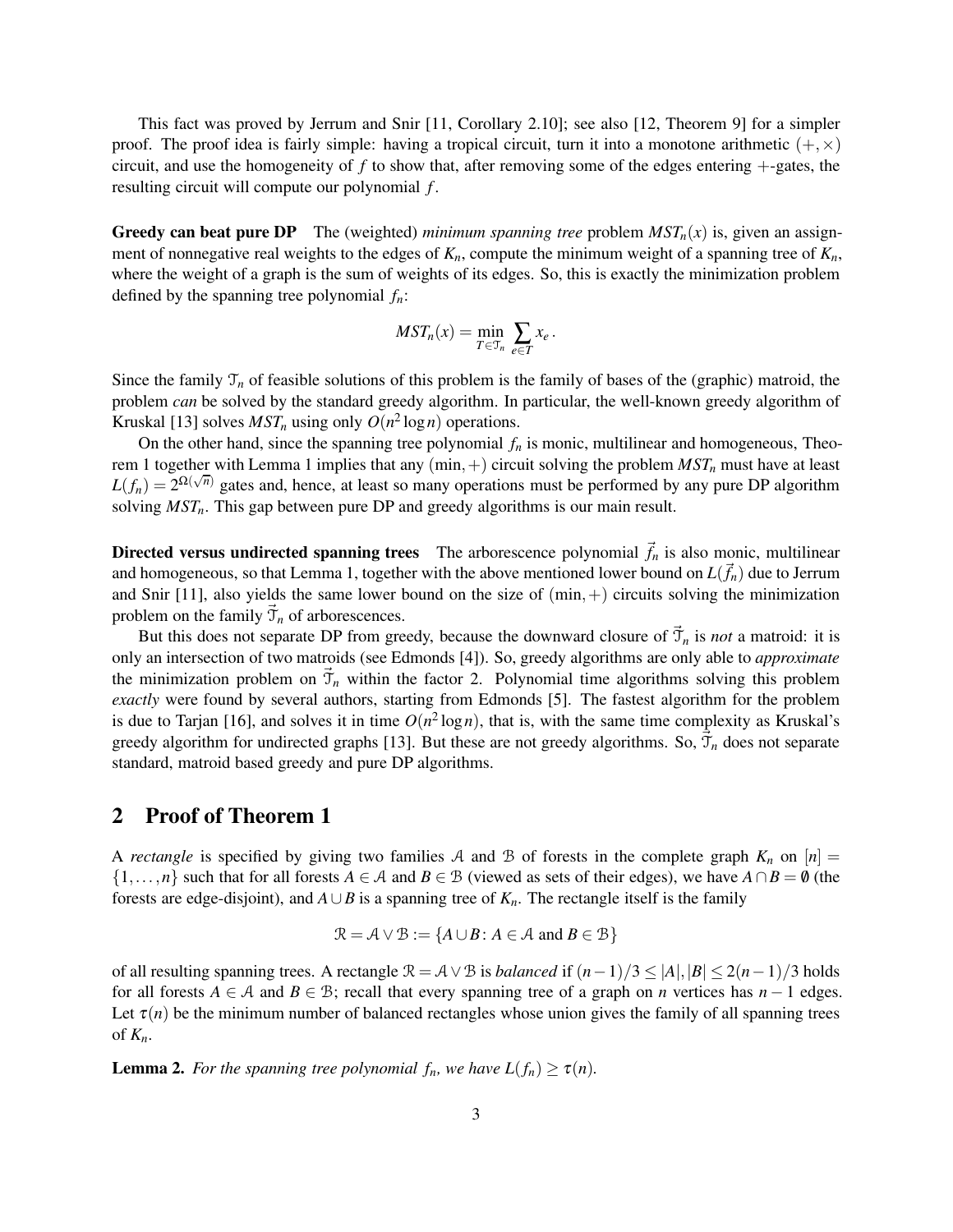This fact was proved by Jerrum and Snir [11, Corollary 2.10]; see also [12, Theorem 9] for a simpler proof. The proof idea is fairly simple: having a tropical circuit, turn it into a monotone arithmetic $(+,\times)$ circuit, and use the homogeneity of $f$ to show that, after removing some of the edges entering $+$-gates, the resulting circuit will compute our polynomial $f$.

**Greedy can beat pure DP** The (weighted) *minimum spanning tree* problem $MST_n(x)$ is, given an assignment of nonnegative real weights to the edges of $K_n$, compute the minimum weight of a spanning tree of $K_n$, where the weight of a graph is the sum of weights of its edges. So, this is exactly the minimization problem defined by the spanning tree polynomial $f_n$:

$$MST_n(x) = \min_{T\in\mathcal{T}_n} \sum_{e\in T} x_e\,.$$

Since the family $\mathcal{T}_n$ of feasible solutions of this problem is the family of bases of the (graphic) matroid, the problem *can* be solved by the standard greedy algorithm. In particular, the well-known greedy algorithm of Kruskal [13] solves $MST_n$ using only $O(n^2\log n)$ operations.

On the other hand, since the spanning tree polynomial $f_n$ is monic, multilinear and homogeneous, Theorem 1 together with Lemma 1 implies that any $(\min,+)$ circuit solving the problem $MST_n$ must have at least $L(f_n) = 2^{\Omega(\sqrt{n})}$ gates and, hence, at least so many operations must be performed by any pure DP algorithm solving $MST_n$. This gap between pure DP and greedy algorithms is our main result.

**Directed versus undirected spanning trees** The arborescence polynomial $\vec{f}_n$ is also monic, multilinear and homogeneous, so that Lemma 1, together with the above mentioned lower bound on $L(\vec{f}_n)$ due to Jerrum and Snir [11], also yields the same lower bound on the size of $(\min,+)$ circuits solving the minimization problem on the family $\vec{\mathcal{T}}_n$ of arborescences.

But this does not separate DP from greedy, because the downward closure of $\vec{\mathcal{T}}_n$ is *not* a matroid: it is only an intersection of two matroids (see Edmonds [4]). So, greedy algorithms are only able to *approximate* the minimization problem on $\vec{\mathcal{T}}_n$ within the factor 2. Polynomial time algorithms solving this problem *exactly* were found by several authors, starting from Edmonds [5]. The fastest algorithm for the problem is due to Tarjan [16], and solves it in time $O(n^2\log n)$, that is, with the same time complexity as Kruskal's greedy algorithm for undirected graphs [13]. But these are not greedy algorithms. So, $\vec{\mathcal{T}}_n$ does not separate standard, matroid based greedy and pure DP algorithms.

## 2 Proof of Theorem 1

A *rectangle* is specified by giving two families $\mathcal{A}$ and $\mathcal{B}$ of forests in the complete graph $K_n$ on $[n] = \{1,\ldots,n\}$ such that for all forests $A\in\mathcal{A}$ and $B\in\mathcal{B}$ (viewed as sets of their edges), we have $A\cap B=\emptyset$ (the forests are edge-disjoint), and $A\cup B$ is a spanning tree of $K_n$. The rectangle itself is the family

$$\mathcal{R} = \mathcal{A}\vee\mathcal{B} := \{A\cup B\colon A\in\mathcal{A} \text{ and } B\in\mathcal{B}\}$$

of all resulting spanning trees. A rectangle $\mathcal{R}=\mathcal{A}\vee\mathcal{B}$ is *balanced* if $(n-1)/3\le |A|,|B|\le 2(n-1)/3$ holds for all forests $A\in\mathcal{A}$ and $B\in\mathcal{B}$; recall that every spanning tree of a graph on $n$ vertices has $n-1$ edges. Let $\tau(n)$ be the minimum number of balanced rectangles whose union gives the family of all spanning trees of $K_n$.

**Lemma 2.** *For the spanning tree polynomial $f_n$, we have $L(f_n)\ge\tau(n)$.*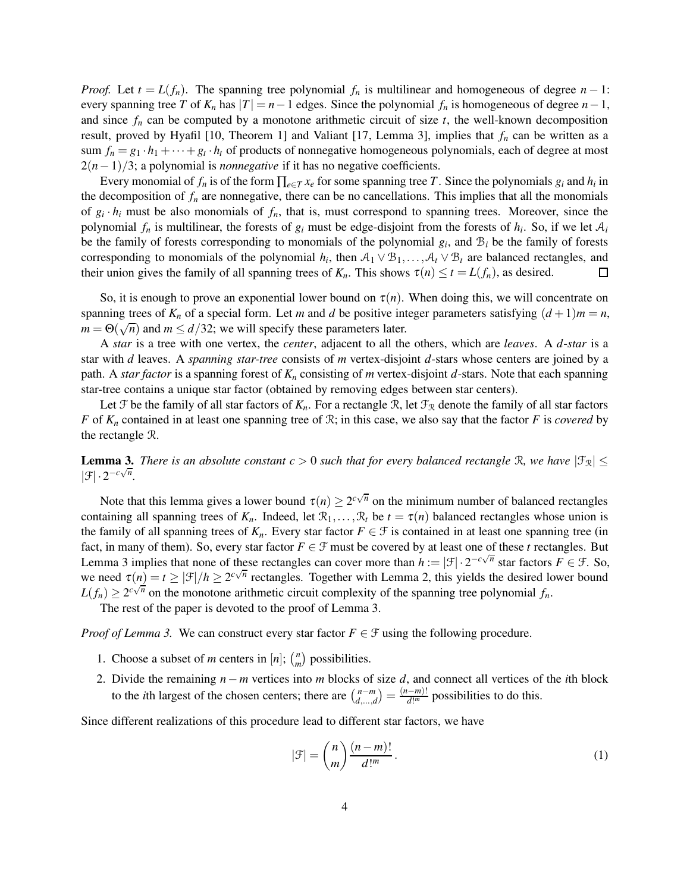*Proof.* Let $t = L(f_n)$. The spanning tree polynomial $f_n$ is multilinear and homogeneous of degree $n-1$: every spanning tree $T$ of $K_n$ has $|T| = n-1$ edges. Since the polynomial $f_n$ is homogeneous of degree $n-1$, and since $f_n$ can be computed by a monotone arithmetic circuit of size $t$, the well-known decomposition result, proved by Hyafil [10, Theorem 1] and Valiant [17, Lemma 3], implies that $f_n$ can be written as a sum $f_n = g_1 \cdot h_1 + \cdots + g_t \cdot h_t$ of products of nonnegative homogeneous polynomials, each of degree at most $2(n-1)/3$; a polynomial is *nonnegative* if it has no negative coefficients.

Every monomial of $f_n$ is of the form $\prod_{e \in T} x_e$ for some spanning tree $T$. Since the polynomials $g_i$ and $h_i$ in the decomposition of $f_n$ are nonnegative, there can be no cancellations. This implies that all the monomials of $g_i \cdot h_i$ must be also monomials of $f_n$, that is, must correspond to spanning trees. Moreover, since the polynomial $f_n$ is multilinear, the forests of $g_i$ must be edge-disjoint from the forests of $h_i$. So, if we let $\mathcal{A}_i$ be the family of forests corresponding to monomials of the polynomial $g_i$, and $\mathcal{B}_i$ be the family of forests corresponding to monomials of the polynomial $h_i$, then $\mathcal{A}_1 \vee \mathcal{B}_1, \ldots, \mathcal{A}_t \vee \mathcal{B}_t$ are balanced rectangles, and their union gives the family of all spanning trees of $K_n$. This shows $\tau(n) \leq t = L(f_n)$, as desired. □

So, it is enough to prove an exponential lower bound on $\tau(n)$. When doing this, we will concentrate on spanning trees of $K_n$ of a special form. Let $m$ and $d$ be positive integer parameters satisfying $(d+1)m = n$, $m = \Theta(\sqrt{n})$ and $m \leq d/32$; we will specify these parameters later.

A *star* is a tree with one vertex, the *center*, adjacent to all the others, which are *leaves*. A *$d$-star* is a star with $d$ leaves. A *spanning star-tree* consists of $m$ vertex-disjoint $d$-stars whose centers are joined by a path. A *star factor* is a spanning forest of $K_n$ consisting of $m$ vertex-disjoint $d$-stars. Note that each spanning star-tree contains a unique star factor (obtained by removing edges between star centers).

Let $\mathcal{F}$ be the family of all star factors of $K_n$. For a rectangle $\mathcal{R}$, let $\mathcal{F}_{\mathcal{R}}$ denote the family of all star factors $F$ of $K_n$ contained in at least one spanning tree of $\mathcal{R}$; in this case, we also say that the factor $F$ is *covered* by the rectangle $\mathcal{R}$.

**Lemma 3.** *There is an absolute constant $c > 0$ such that for every balanced rectangle $\mathcal{R}$, we have $|\mathcal{F}_{\mathcal{R}}| \leq |\mathcal{F}| \cdot 2^{-c\sqrt{n}}$.*

Note that this lemma gives a lower bound $\tau(n) \geq 2^{c\sqrt{n}}$ on the minimum number of balanced rectangles containing all spanning trees of $K_n$. Indeed, let $\mathcal{R}_1, \ldots, \mathcal{R}_t$ be $t = \tau(n)$ balanced rectangles whose union is the family of all spanning trees of $K_n$. Every star factor $F \in \mathcal{F}$ is contained in at least one spanning tree (in fact, in many of them). So, every star factor $F \in \mathcal{F}$ must be covered by at least one of these $t$ rectangles. But Lemma 3 implies that none of these rectangles can cover more than $h := |\mathcal{F}| \cdot 2^{-c\sqrt{n}}$ star factors $F \in \mathcal{F}$. So, we need $\tau(n) = t \geq |\mathcal{F}|/h \geq 2^{c\sqrt{n}}$ rectangles. Together with Lemma 2, this yields the desired lower bound $L(f_n) \geq 2^{c\sqrt{n}}$ on the monotone arithmetic circuit complexity of the spanning tree polynomial $f_n$.

The rest of the paper is devoted to the proof of Lemma 3.

*Proof of Lemma 3.* We can construct every star factor $F \in \mathcal{F}$ using the following procedure.

1. Choose a subset of $m$ centers in $[n]$; $\binom{n}{m}$ possibilities.
2. Divide the remaining $n-m$ vertices into $m$ blocks of size $d$, and connect all vertices of the $i$th block to the $i$th largest of the chosen centers; there are $\binom{n-m}{d,\ldots,d} = \frac{(n-m)!}{d!^m}$ possibilities to do this.

Since different realizations of this procedure lead to different star factors, we have

$$|\mathcal{F}| = \binom{n}{m} \frac{(n-m)!}{d!^m}. \tag{1}$$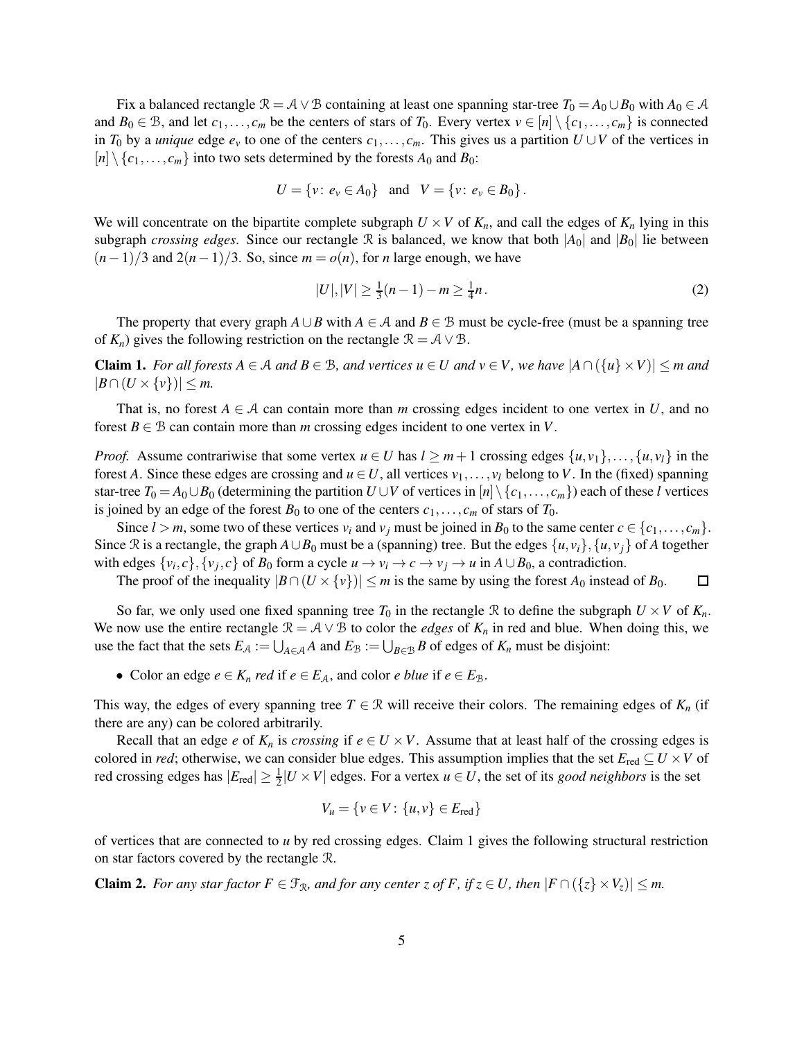Fix a balanced rectangle $\mathcal{R} = \mathcal{A} \vee \mathcal{B}$ containing at least one spanning star-tree $T_0 = A_0 \cup B_0$ with $A_0 \in \mathcal{A}$ and $B_0 \in \mathcal{B}$, and let $c_1, \ldots, c_m$ be the centers of stars of $T_0$. Every vertex $v \in [n] \setminus \{c_1, \ldots, c_m\}$ is connected in $T_0$ by a *unique* edge $e_v$ to one of the centers $c_1, \ldots, c_m$. This gives us a partition $U \cup V$ of the vertices in $[n] \setminus \{c_1, \ldots, c_m\}$ into two sets determined by the forests $A_0$ and $B_0$:

$$U = \{v \colon e_v \in A_0\} \quad \text{and} \quad V = \{v \colon e_v \in B_0\}.$$

We will concentrate on the bipartite complete subgraph $U \times V$ of $K_n$, and call the edges of $K_n$ lying in this subgraph *crossing edges*. Since our rectangle $\mathcal{R}$ is balanced, we know that both $|A_0|$ and $|B_0|$ lie between $(n-1)/3$ and $2(n-1)/3$. So, since $m = o(n)$, for $n$ large enough, we have

$$|U|, |V| \geq \tfrac{1}{3}(n-1) - m \geq \tfrac{1}{4}n. \tag{2}$$

The property that every graph $A \cup B$ with $A \in \mathcal{A}$ and $B \in \mathcal{B}$ must be cycle-free (must be a spanning tree of $K_n$) gives the following restriction on the rectangle $\mathcal{R} = \mathcal{A} \vee \mathcal{B}$.

**Claim 1.** *For all forests $A \in \mathcal{A}$ and $B \in \mathcal{B}$, and vertices $u \in U$ and $v \in V$, we have $|A \cap (\{u\} \times V)| \leq m$ and $|B \cap (U \times \{v\})| \leq m$.*

That is, no forest $A \in \mathcal{A}$ can contain more than $m$ crossing edges incident to one vertex in $U$, and no forest $B \in \mathcal{B}$ can contain more than $m$ crossing edges incident to one vertex in $V$.

*Proof.* Assume contrariwise that some vertex $u \in U$ has $l \geq m+1$ crossing edges $\{u, v_1\}, \ldots, \{u, v_l\}$ in the forest $A$. Since these edges are crossing and $u \in U$, all vertices $v_1, \ldots, v_l$ belong to $V$. In the (fixed) spanning star-tree $T_0 = A_0 \cup B_0$ (determining the partition $U \cup V$ of vertices in $[n] \setminus \{c_1, \ldots, c_m\}$) each of these $l$ vertices is joined by an edge of the forest $B_0$ to one of the centers $c_1, \ldots, c_m$ of stars of $T_0$.

Since $l > m$, some two of these vertices $v_i$ and $v_j$ must be joined in $B_0$ to the same center $c \in \{c_1, \ldots, c_m\}$. Since $\mathcal{R}$ is a rectangle, the graph $A \cup B_0$ must be a (spanning) tree. But the edges $\{u, v_i\}, \{u, v_j\}$ of $A$ together with edges $\{v_i, c\}, \{v_j, c\}$ of $B_0$ form a cycle $u \to v_i \to c \to v_j \to u$ in $A \cup B_0$, a contradiction.

The proof of the inequality $|B \cap (U \times \{v\})| \leq m$ is the same by using the forest $A_0$ instead of $B_0$. $\square$

So far, we only used one fixed spanning tree $T_0$ in the rectangle $\mathcal{R}$ to define the subgraph $U \times V$ of $K_n$. We now use the entire rectangle $\mathcal{R} = \mathcal{A} \vee \mathcal{B}$ to color the *edges* of $K_n$ in red and blue. When doing this, we use the fact that the sets $E_{\mathcal{A}} := \bigcup_{A \in \mathcal{A}} A$ and $E_{\mathcal{B}} := \bigcup_{B \in \mathcal{B}} B$ of edges of $K_n$ must be disjoint:

- Color an edge $e \in K_n$ *red* if $e \in E_{\mathcal{A}}$, and color *e blue* if $e \in E_{\mathcal{B}}$.

This way, the edges of every spanning tree $T \in \mathcal{R}$ will receive their colors. The remaining edges of $K_n$ (if there are any) can be colored arbitrarily.

Recall that an edge $e$ of $K_n$ is *crossing* if $e \in U \times V$. Assume that at least half of the crossing edges is colored in *red*; otherwise, we can consider blue edges. This assumption implies that the set $E_{\text{red}} \subseteq U \times V$ of red crossing edges has $|E_{\text{red}}| \geq \frac{1}{2}|U \times V|$ edges. For a vertex $u \in U$, the set of its *good neighbors* is the set

$$V_u = \{v \in V \colon \{u, v\} \in E_{\text{red}}\}$$

of vertices that are connected to $u$ by red crossing edges. Claim 1 gives the following structural restriction on star factors covered by the rectangle $\mathcal{R}$.

**Claim 2.** *For any star factor $F \in \mathcal{F}_{\mathcal{R}}$, and for any center $z$ of $F$, if $z \in U$, then $|F \cap (\{z\} \times V_z)| \leq m$.*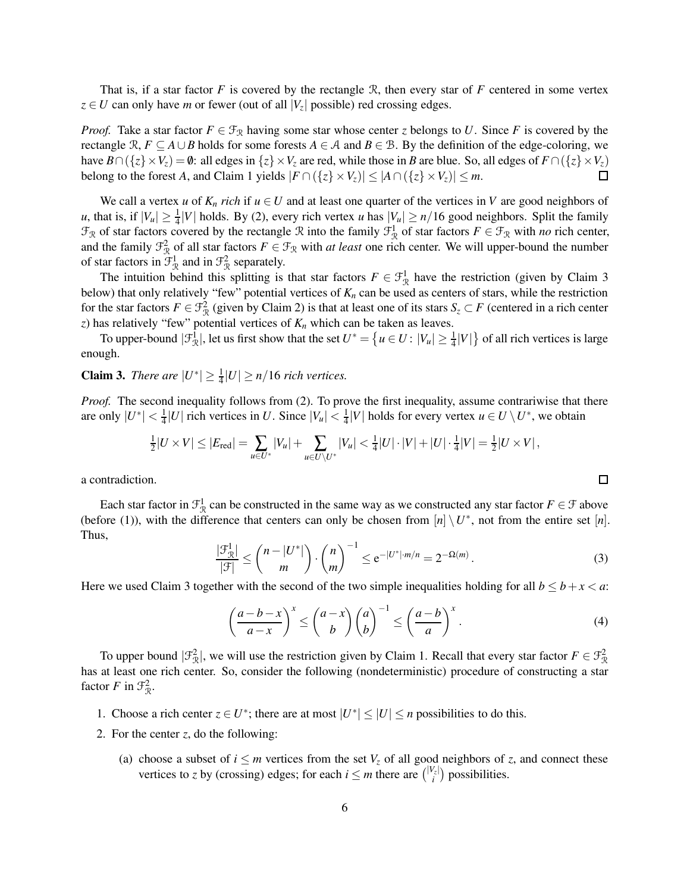That is, if a star factor $F$ is covered by the rectangle $\mathcal{R}$, then every star of $F$ centered in some vertex $z \in U$ can only have $m$ or fewer (out of all $|V_z|$ possible) red crossing edges.

*Proof.* Take a star factor $F \in \mathcal{F}_{\mathcal{R}}$ having some star whose center $z$ belongs to $U$. Since $F$ is covered by the rectangle $\mathcal{R}$, $F \subseteq A \cup B$ holds for some forests $A \in \mathcal{A}$ and $B \in \mathcal{B}$. By the definition of the edge-coloring, we have $B \cap (\{z\} \times V_z) = \emptyset$: all edges in $\{z\} \times V_z$ are red, while those in $B$ are blue. So, all edges of $F \cap (\{z\} \times V_z)$ belong to the forest $A$, and Claim 1 yields $|F \cap (\{z\} \times V_z)| \leq |A \cap (\{z\} \times V_z)| \leq m$. $\square$

We call a vertex $u$ of $K_n$ *rich* if $u \in U$ and at least one quarter of the vertices in $V$ are good neighbors of $u$, that is, if $|V_u| \geq \frac{1}{4}|V|$ holds. By (2), every rich vertex $u$ has $|V_u| \geq n/16$ good neighbors. Split the family $\mathcal{F}_{\mathcal{R}}$ of star factors covered by the rectangle $\mathcal{R}$ into the family $\mathcal{F}^1_{\mathcal{R}}$ of star factors $F \in \mathcal{F}_{\mathcal{R}}$ with *no* rich center, and the family $\mathcal{F}^2_{\mathcal{R}}$ of all star factors $F \in \mathcal{F}_{\mathcal{R}}$ with *at least* one rich center. We will upper-bound the number of star factors in $\mathcal{F}^1_{\mathcal{R}}$ and in $\mathcal{F}^2_{\mathcal{R}}$ separately.

The intuition behind this splitting is that star factors $F \in \mathcal{F}^1_{\mathcal{R}}$ have the restriction (given by Claim 3 below) that only relatively "few" potential vertices of $K_n$ can be used as centers of stars, while the restriction for the star factors $F \in \mathcal{F}^2_{\mathcal{R}}$ (given by Claim 2) is that at least one of its stars $S_z \subset F$ (centered in a rich center $z$) has relatively "few" potential vertices of $K_n$ which can be taken as leaves.

To upper-bound $|\mathcal{F}^1_{\mathcal{R}}|$, let us first show that the set $U^* = \{u \in U : |V_u| \geq \frac{1}{4}|V|\}$ of all rich vertices is large enough.

**Claim 3.** *There are $|U^*| \geq \frac{1}{4}|U| \geq n/16$ rich vertices.*

*Proof.* The second inequality follows from (2). To prove the first inequality, assume contrariwise that there are only $|U^*| < \frac{1}{4}|U|$ rich vertices in $U$. Since $|V_u| < \frac{1}{4}|V|$ holds for every vertex $u \in U \setminus U^*$, we obtain

$$\tfrac{1}{2}|U \times V| \leq |E_{\mathrm{red}}| = \sum_{u \in U^*} |V_u| + \sum_{u \in U \setminus U^*} |V_u| < \tfrac{1}{4}|U| \cdot |V| + |U| \cdot \tfrac{1}{4}|V| = \tfrac{1}{2}|U \times V|,$$

a contradiction. $\square$

Each star factor in $\mathcal{F}^1_{\mathcal{R}}$ can be constructed in the same way as we constructed any star factor $F \in \mathcal{F}$ above (before (1)), with the difference that centers can only be chosen from $[n] \setminus U^*$, not from the entire set $[n]$. Thus,

$$\frac{|\mathcal{F}^1_{\mathcal{R}}|}{|\mathcal{F}|} \leq \binom{n - |U^*|}{m} \cdot \binom{n}{m}^{-1} \leq \mathrm{e}^{-|U^*| \cdot m/n} = 2^{-\Omega(m)}. \tag{3}$$

Here we used Claim 3 together with the second of the two simple inequalities holding for all $b \leq b + x < a$:

$$\left(\frac{a-b-x}{a-x}\right)^x \leq \binom{a-x}{b}\binom{a}{b}^{-1} \leq \left(\frac{a-b}{a}\right)^x. \tag{4}$$

To upper bound $|\mathcal{F}^2_{\mathcal{R}}|$, we will use the restriction given by Claim 1. Recall that every star factor $F \in \mathcal{F}^2_{\mathcal{R}}$ has at least one rich center. So, consider the following (nondeterministic) procedure of constructing a star factor $F$ in $\mathcal{F}^2_{\mathcal{R}}$.

1. Choose a rich center $z \in U^*$; there are at most $|U^*| \leq |U| \leq n$ possibilities to do this.
2. For the center $z$, do the following:
   (a) choose a subset of $i \leq m$ vertices from the set $V_z$ of all good neighbors of $z$, and connect these vertices to $z$ by (crossing) edges; for each $i \leq m$ there are $\binom{|V_z|}{i}$ possibilities.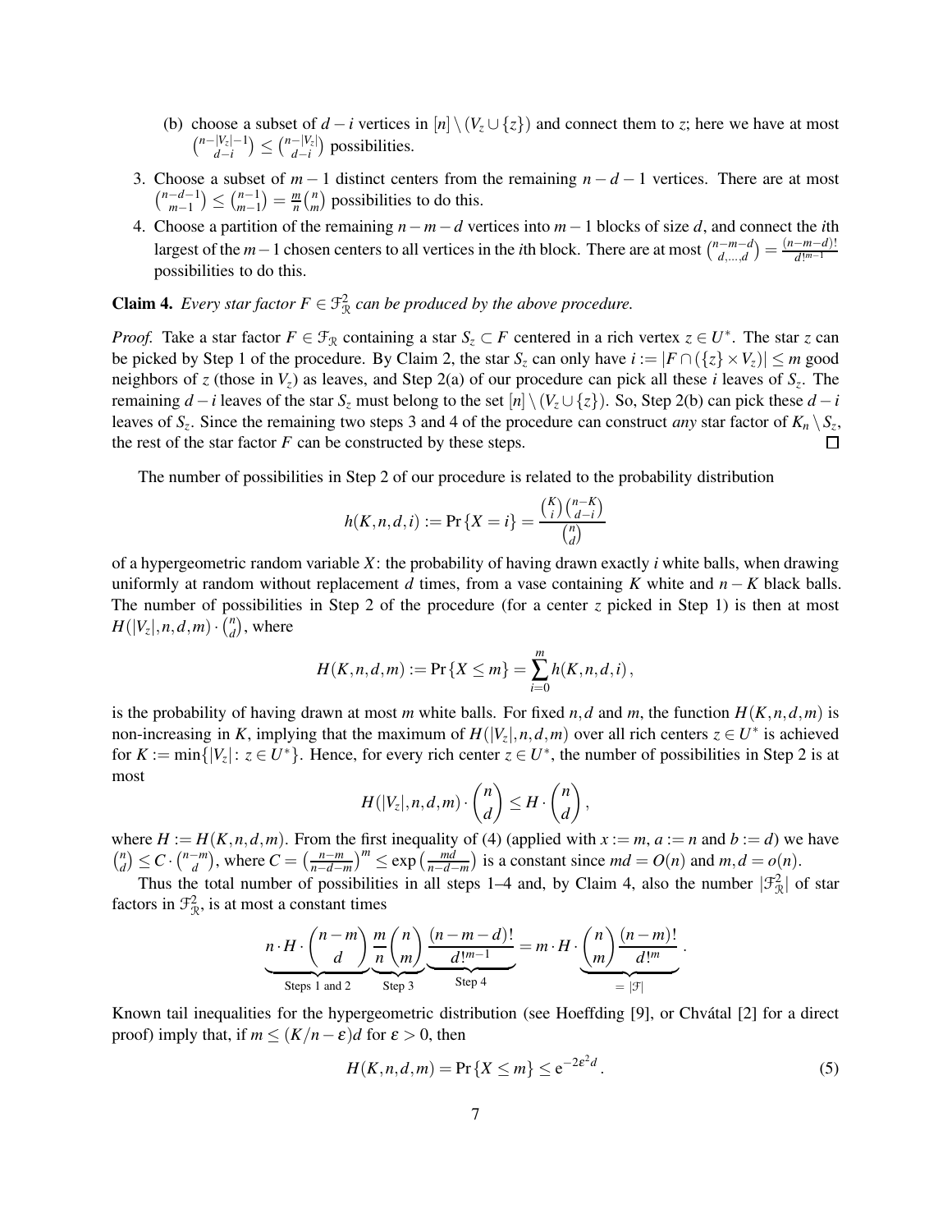(b) choose a subset of $d-i$ vertices in $[n] \setminus (V_z \cup \{z\})$ and connect them to $z$; here we have at most $\binom{n-|V_z|-1}{d-i} \le \binom{n-|V_z|}{d-i}$ possibilities.

3. Choose a subset of $m-1$ distinct centers from the remaining $n-d-1$ vertices. There are at most $\binom{n-d-1}{m-1} \le \binom{n-1}{m-1} = \frac{m}{n}\binom{n}{m}$ possibilities to do this.
4. Choose a partition of the remaining $n-m-d$ vertices into $m-1$ blocks of size $d$, and connect the $i$th largest of the $m-1$ chosen centers to all vertices in the $i$th block. There are at most $\binom{n-m-d}{d,\ldots,d} = \frac{(n-m-d)!}{d!^{m-1}}$ possibilities to do this.

**Claim 4.** *Every star factor $F \in \mathcal{F}^2_{\mathcal{R}}$ can be produced by the above procedure.*

*Proof.* Take a star factor $F \in \mathcal{F}_{\mathcal{R}}$ containing a star $S_z \subset F$ centered in a rich vertex $z \in U^*$. The star $z$ can be picked by Step 1 of the procedure. By Claim 2, the star $S_z$ can only have $i := |F \cap (\{z\} \times V_z)| \le m$ good neighbors of $z$ (those in $V_z$) as leaves, and Step 2(a) of our procedure can pick all these $i$ leaves of $S_z$. The remaining $d-i$ leaves of the star $S_z$ must belong to the set $[n] \setminus (V_z \cup \{z\})$. So, Step 2(b) can pick these $d-i$ leaves of $S_z$. Since the remaining two steps 3 and 4 of the procedure can construct *any* star factor of $K_n \setminus S_z$, the rest of the star factor $F$ can be constructed by these steps. $\square$

The number of possibilities in Step 2 of our procedure is related to the probability distribution

$$h(K,n,d,i) := \Pr\{X = i\} = \frac{\binom{K}{i}\binom{n-K}{d-i}}{\binom{n}{d}}$$

of a hypergeometric random variable $X$: the probability of having drawn exactly $i$ white balls, when drawing uniformly at random without replacement $d$ times, from a vase containing $K$ white and $n-K$ black balls. The number of possibilities in Step 2 of the procedure (for a center $z$ picked in Step 1) is then at most $H(|V_z|,n,d,m) \cdot \binom{n}{d}$, where

$$H(K,n,d,m) := \Pr\{X \le m\} = \sum_{i=0}^{m} h(K,n,d,i)\,,$$

is the probability of having drawn at most $m$ white balls. For fixed $n,d$ and $m$, the function $H(K,n,d,m)$ is non-increasing in $K$, implying that the maximum of $H(|V_z|,n,d,m)$ over all rich centers $z \in U^*$ is achieved for $K := \min\{|V_z| \colon z \in U^*\}$. Hence, for every rich center $z \in U^*$, the number of possibilities in Step 2 is at most

$$H(|V_z|,n,d,m) \cdot \binom{n}{d} \le H \cdot \binom{n}{d}\,,$$

where $H := H(K,n,d,m)$. From the first inequality of (4) (applied with $x := m$, $a := n$ and $b := d$) we have $\binom{n}{d} \le C \cdot \binom{n-m}{d}$, where $C = \left(\frac{n-m}{n-d-m}\right)^m \le \exp\left(\frac{md}{n-d-m}\right)$ is a constant since $md = O(n)$ and $m,d = o(n)$.

Thus the total number of possibilities in all steps 1–4 and, by Claim 4, also the number $|\mathcal{F}^2_{\mathcal{R}}|$ of star factors in $\mathcal{F}^2_{\mathcal{R}}$, is at most a constant times

$$\underbrace{n \cdot H \cdot \binom{n-m}{d}}_{\text{Steps 1 and 2}} \underbrace{\frac{m}{n}\binom{n}{m}}_{\text{Step 3}} \underbrace{\frac{(n-m-d)!}{d!^{m-1}}}_{\text{Step 4}} = m \cdot H \cdot \underbrace{\binom{n}{m}\frac{(n-m)!}{d!^m}}_{=|\mathcal{F}|}\,.$$

Known tail inequalities for the hypergeometric distribution (see Hoeffding [9], or Chvátal [2] for a direct proof) imply that, if $m \le (K/n - \varepsilon)d$ for $\varepsilon > 0$, then

$$H(K,n,d,m) = \Pr\{X \le m\} \le \mathrm{e}^{-2\varepsilon^2 d}\,. \tag{5}$$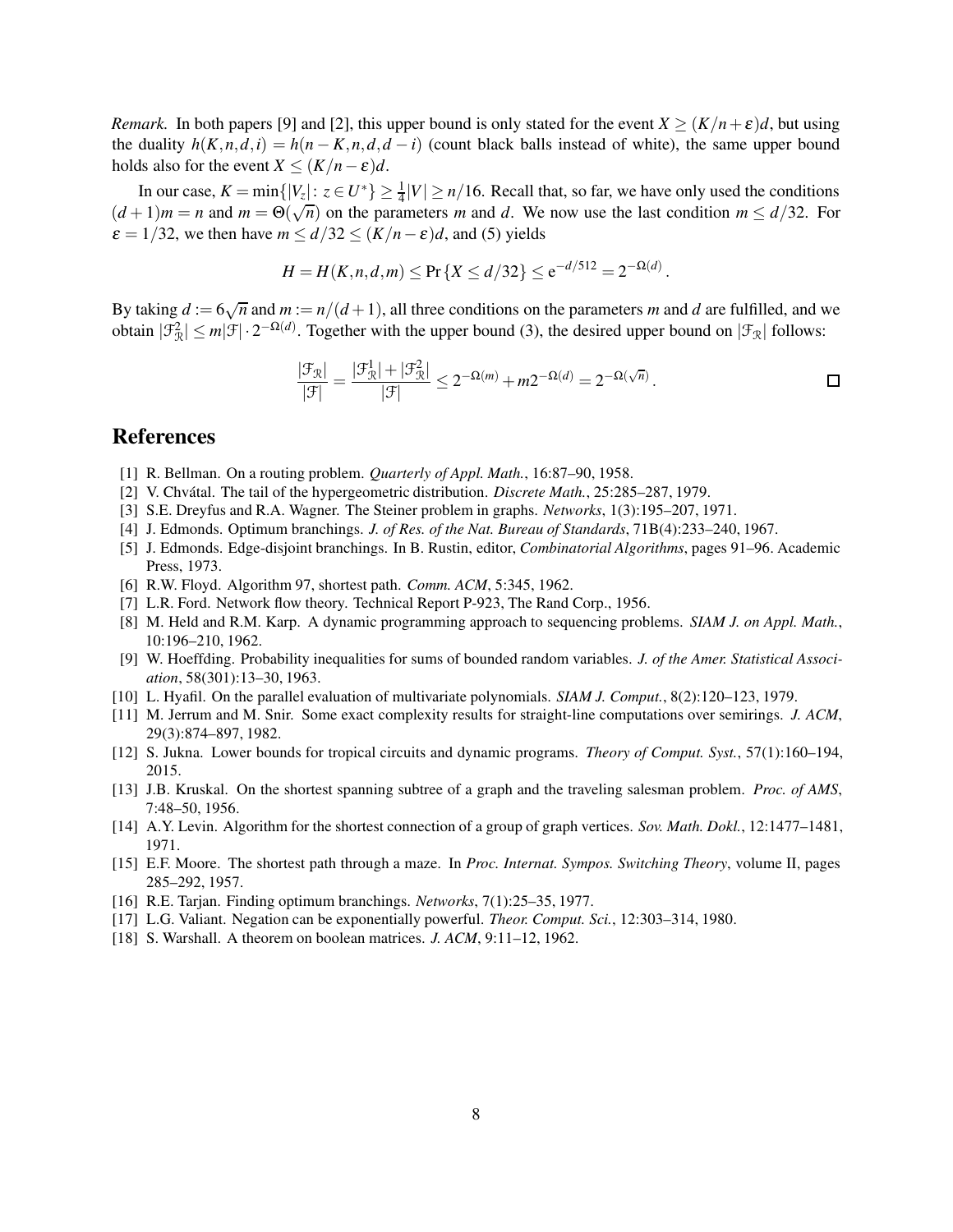*Remark.* In both papers [9] and [2], this upper bound is only stated for the event $X \geq (K/n+\varepsilon)d$, but using the duality $h(K,n,d,i) = h(n-K,n,d,d-i)$ (count black balls instead of white), the same upper bound holds also for the event $X \leq (K/n-\varepsilon)d$.

In our case, $K = \min\{|V_z| \colon z \in U^*\} \geq \frac{1}{4}|V| \geq n/16$. Recall that, so far, we have only used the conditions $(d+1)m = n$ and $m = \Theta(\sqrt{n})$ on the parameters $m$ and $d$. We now use the last condition $m \leq d/32$. For $\varepsilon = 1/32$, we then have $m \leq d/32 \leq (K/n-\varepsilon)d$, and (5) yields

$$H = H(K,n,d,m) \leq \Pr\{X \leq d/32\} \leq \mathrm{e}^{-d/512} = 2^{-\Omega(d)}\,.$$

By taking $d := 6\sqrt{n}$ and $m := n/(d+1)$, all three conditions on the parameters $m$ and $d$ are fulfilled, and we obtain $|\mathcal{F}^2_{\mathcal{R}}| \leq m|\mathcal{F}| \cdot 2^{-\Omega(d)}$. Together with the upper bound (3), the desired upper bound on $|\mathcal{F}_{\mathcal{R}}|$ follows:

$$\frac{|\mathcal{F}_{\mathcal{R}}|}{|\mathcal{F}|} = \frac{|\mathcal{F}^1_{\mathcal{R}}| + |\mathcal{F}^2_{\mathcal{R}}|}{|\mathcal{F}|} \leq 2^{-\Omega(m)} + m2^{-\Omega(d)} = 2^{-\Omega(\sqrt{n})}\,. \qquad \square$$

## References

[1] R. Bellman. On a routing problem. *Quarterly of Appl. Math.*, 16:87–90, 1958.

[2] V. Chvátal. The tail of the hypergeometric distribution. *Discrete Math.*, 25:285–287, 1979.

[3] S.E. Dreyfus and R.A. Wagner. The Steiner problem in graphs. *Networks*, 1(3):195–207, 1971.

[4] J. Edmonds. Optimum branchings. *J. of Res. of the Nat. Bureau of Standards*, 71B(4):233–240, 1967.

[5] J. Edmonds. Edge-disjoint branchings. In B. Rustin, editor, *Combinatorial Algorithms*, pages 91–96. Academic Press, 1973.

[6] R.W. Floyd. Algorithm 97, shortest path. *Comm. ACM*, 5:345, 1962.

[7] L.R. Ford. Network flow theory. Technical Report P-923, The Rand Corp., 1956.

[8] M. Held and R.M. Karp. A dynamic programming approach to sequencing problems. *SIAM J. on Appl. Math.*, 10:196–210, 1962.

[9] W. Hoeffding. Probability inequalities for sums of bounded random variables. *J. of the Amer. Statistical Association*, 58(301):13–30, 1963.

[10] L. Hyafil. On the parallel evaluation of multivariate polynomials. *SIAM J. Comput.*, 8(2):120–123, 1979.

[11] M. Jerrum and M. Snir. Some exact complexity results for straight-line computations over semirings. *J. ACM*, 29(3):874–897, 1982.

[12] S. Jukna. Lower bounds for tropical circuits and dynamic programs. *Theory of Comput. Syst.*, 57(1):160–194, 2015.

[13] J.B. Kruskal. On the shortest spanning subtree of a graph and the traveling salesman problem. *Proc. of AMS*, 7:48–50, 1956.

[14] A.Y. Levin. Algorithm for the shortest connection of a group of graph vertices. *Sov. Math. Dokl.*, 12:1477–1481, 1971.

[15] E.F. Moore. The shortest path through a maze. In *Proc. Internat. Sympos. Switching Theory*, volume II, pages 285–292, 1957.

[16] R.E. Tarjan. Finding optimum branchings. *Networks*, 7(1):25–35, 1977.

[17] L.G. Valiant. Negation can be exponentially powerful. *Theor. Comput. Sci.*, 12:303–314, 1980.

[18] S. Warshall. A theorem on boolean matrices. *J. ACM*, 9:11–12, 1962.